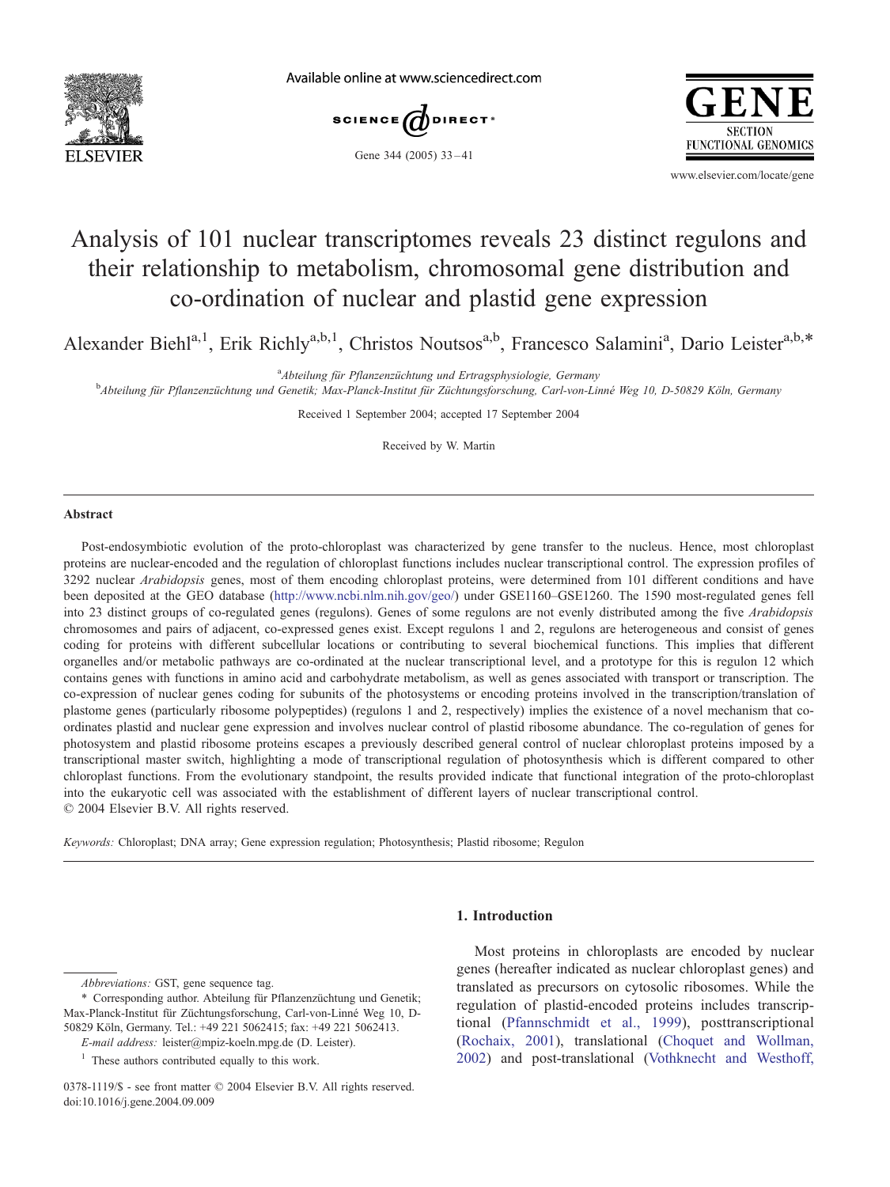# Analysis of 101 nuclear transcriptomes reveals 23 distinct regulons and their relationship to metabolism, chromosomal gene distribution and co-ordination of nuclear and plastid gene expression

Alexander Biehl[a,1], Erik Richly[a,b,1], Christos Noutsos[a,b], Francesco Salamini[a], Dario Leister[a,b,*]

[a] Abteilung für Pflanzenzüchtung und Ertragsphysiologie, Germany

[b] Abteilung für Pflanzenzüchtung und Genetik; Max-Planck-Institut für Züchtungsforschung, Carl-von-Linné Weg 10, D-50829 Köln, Germany

Received 1 September 2004; accepted 17 September 2004

Received by W. Martin

## Abstract

Post-endosymbiotic evolution of the proto-chloroplast was characterized by gene transfer to the nucleus. Hence, most chloroplast proteins are nuclear-encoded and the regulation of chloroplast functions includes nuclear transcriptional control. The expression profiles of 3292 nuclear *Arabidopsis* genes, most of them encoding chloroplast proteins, were determined from 101 different conditions and have been deposited at the GEO database (http://www.ncbi.nlm.nih.gov/geo/) under GSE1160–GSE1260. The 1590 most-regulated genes fell into 23 distinct groups of co-regulated genes (regulons). Genes of some regulons are not evenly distributed among the five *Arabidopsis* chromosomes and pairs of adjacent, co-expressed genes exist. Except regulons 1 and 2, regulons are heterogeneous and consist of genes coding for proteins with different subcellular locations or contributing to several biochemical functions. This implies that different organelles and/or metabolic pathways are co-ordinated at the nuclear transcriptional level, and a prototype for this is regulon 12 which contains genes with functions in amino acid and carbohydrate metabolism, as well as genes associated with transport or transcription. The co-expression of nuclear genes coding for subunits of the photosystems or encoding proteins involved in the transcription/translation of plastome genes (particularly ribosome polypeptides) (regulons 1 and 2, respectively) implies the existence of a novel mechanism that co-ordinates plastid and nuclear gene expression and involves nuclear control of plastid ribosome abundance. The co-regulation of genes for photosystem and plastid ribosome proteins escapes a previously described general control of nuclear chloroplast proteins imposed by a transcriptional master switch, highlighting a mode of transcriptional regulation of photosynthesis which is different compared to other chloroplast functions. From the evolutionary standpoint, the results provided indicate that functional integration of the proto-chloroplast into the eukaryotic cell was associated with the establishment of different layers of nuclear transcriptional control.

© 2004 Elsevier B.V. All rights reserved.

*Keywords:* Chloroplast; DNA array; Gene expression regulation; Photosynthesis; Plastid ribosome; Regulon

## 1. Introduction

Most proteins in chloroplasts are encoded by nuclear genes (hereafter indicated as nuclear chloroplast genes) and translated as precursors on cytosolic ribosomes. While the regulation of plastid-encoded proteins includes transcriptional (Pfannschmidt et al., 1999), posttranscriptional (Rochaix, 2001), translational (Choquet and Wollman, 2002) and post-translational (Vothknecht and Westhoff,

---

*Abbreviations:* GST, gene sequence tag.

\* Corresponding author. Abteilung für Pflanzenzüchtung und Genetik; Max-Planck-Institut für Züchtungsforschung, Carl-von-Linné Weg 10, D-50829 Köln, Germany. Tel.: +49 221 5062415; fax: +49 221 5062413.

*E-mail address:* leister@mpiz-koeln.mpg.de (D. Leister).

[1] These authors contributed equally to this work.

0378-1119/$ - see front matter © 2004 Elsevier B.V. All rights reserved.
doi:10.1016/j.gene.2004.09.009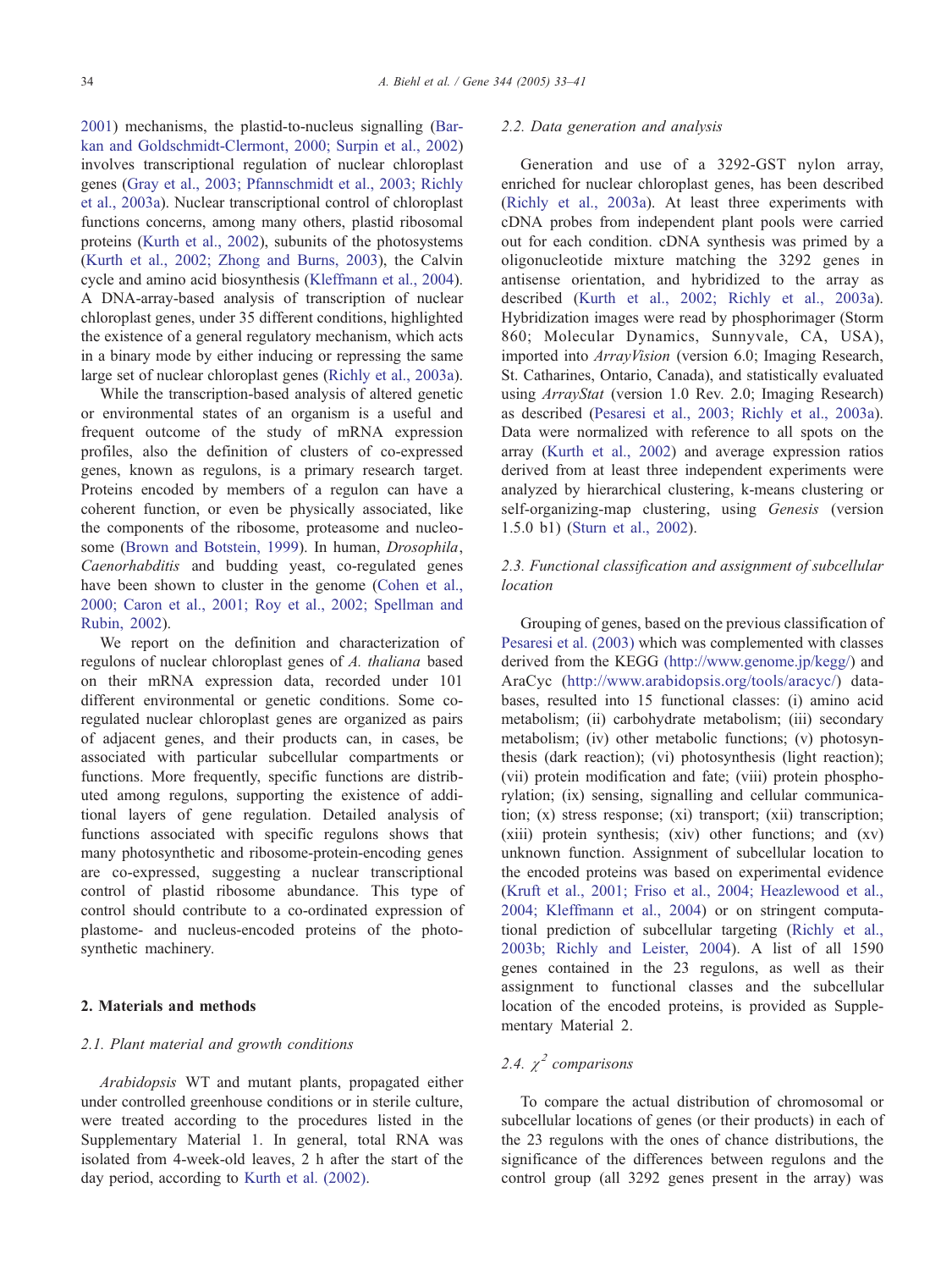2001) mechanisms, the plastid-to-nucleus signalling (Barkan and Goldschmidt-Clermont, 2000; Surpin et al., 2002) involves transcriptional regulation of nuclear chloroplast genes (Gray et al., 2003; Pfannschmidt et al., 2003; Richly et al., 2003a). Nuclear transcriptional control of chloroplast functions concerns, among many others, plastid ribosomal proteins (Kurth et al., 2002), subunits of the photosystems (Kurth et al., 2002; Zhong and Burns, 2003), the Calvin cycle and amino acid biosynthesis (Kleffmann et al., 2004). A DNA-array-based analysis of transcription of nuclear chloroplast genes, under 35 different conditions, highlighted the existence of a general regulatory mechanism, which acts in a binary mode by either inducing or repressing the same large set of nuclear chloroplast genes (Richly et al., 2003a).

While the transcription-based analysis of altered genetic or environmental states of an organism is a useful and frequent outcome of the study of mRNA expression profiles, also the definition of clusters of co-expressed genes, known as regulons, is a primary research target. Proteins encoded by members of a regulon can have a coherent function, or even be physically associated, like the components of the ribosome, proteasome and nucleosome (Brown and Botstein, 1999). In human, *Drosophila*, *Caenorhabditis* and budding yeast, co-regulated genes have been shown to cluster in the genome (Cohen et al., 2000; Caron et al., 2001; Roy et al., 2002; Spellman and Rubin, 2002).

We report on the definition and characterization of regulons of nuclear chloroplast genes of *A. thaliana* based on their mRNA expression data, recorded under 101 different environmental or genetic conditions. Some co-regulated nuclear chloroplast genes are organized as pairs of adjacent genes, and their products can, in cases, be associated with particular subcellular compartments or functions. More frequently, specific functions are distributed among regulons, supporting the existence of additional layers of gene regulation. Detailed analysis of functions associated with specific regulons shows that many photosynthetic and ribosome-protein-encoding genes are co-expressed, suggesting a nuclear transcriptional control of plastid ribosome abundance. This type of control should contribute to a co-ordinated expression of plastome- and nucleus-encoded proteins of the photosynthetic machinery.

## 2. Materials and methods

### 2.1. Plant material and growth conditions

*Arabidopsis* WT and mutant plants, propagated either under controlled greenhouse conditions or in sterile culture, were treated according to the procedures listed in the Supplementary Material 1. In general, total RNA was isolated from 4-week-old leaves, 2 h after the start of the day period, according to Kurth et al. (2002).

### 2.2. Data generation and analysis

Generation and use of a 3292-GST nylon array, enriched for nuclear chloroplast genes, has been described (Richly et al., 2003a). At least three experiments with cDNA probes from independent plant pools were carried out for each condition. cDNA synthesis was primed by a oligonucleotide mixture matching the 3292 genes in antisense orientation, and hybridized to the array as described (Kurth et al., 2002; Richly et al., 2003a). Hybridization images were read by phosphorimager (Storm 860; Molecular Dynamics, Sunnyvale, CA, USA), imported into *ArrayVision* (version 6.0; Imaging Research, St. Catharines, Ontario, Canada), and statistically evaluated using *ArrayStat* (version 1.0 Rev. 2.0; Imaging Research) as described (Pesaresi et al., 2003; Richly et al., 2003a). Data were normalized with reference to all spots on the array (Kurth et al., 2002) and average expression ratios derived from at least three independent experiments were analyzed by hierarchical clustering, k-means clustering or self-organizing-map clustering, using *Genesis* (version 1.5.0 b1) (Sturn et al., 2002).

### 2.3. Functional classification and assignment of subcellular location

Grouping of genes, based on the previous classification of Pesaresi et al. (2003) which was complemented with classes derived from the KEGG (http://www.genome.jp/kegg/) and AraCyc (http://www.arabidopsis.org/tools/aracyc/) databases, resulted into 15 functional classes: (i) amino acid metabolism; (ii) carbohydrate metabolism; (iii) secondary metabolism; (iv) other metabolic functions; (v) photosynthesis (dark reaction); (vi) photosynthesis (light reaction); (vii) protein modification and fate; (viii) protein phosphorylation; (ix) sensing, signalling and cellular communication; (x) stress response; (xi) transport; (xii) transcription; (xiii) protein synthesis; (xiv) other functions; and (xv) unknown function. Assignment of subcellular location to the encoded proteins was based on experimental evidence (Kruft et al., 2001; Friso et al., 2004; Heazlewood et al., 2004; Kleffmann et al., 2004) or on stringent computational prediction of subcellular targeting (Richly et al., 2003b; Richly and Leister, 2004). A list of all 1590 genes contained in the 23 regulons, as well as their assignment to functional classes and the subcellular location of the encoded proteins, is provided as Supplementary Material 2.

### 2.4. $\chi^2$ comparisons

To compare the actual distribution of chromosomal or subcellular locations of genes (or their products) in each of the 23 regulons with the ones of chance distributions, the significance of the differences between regulons and the control group (all 3292 genes present in the array) was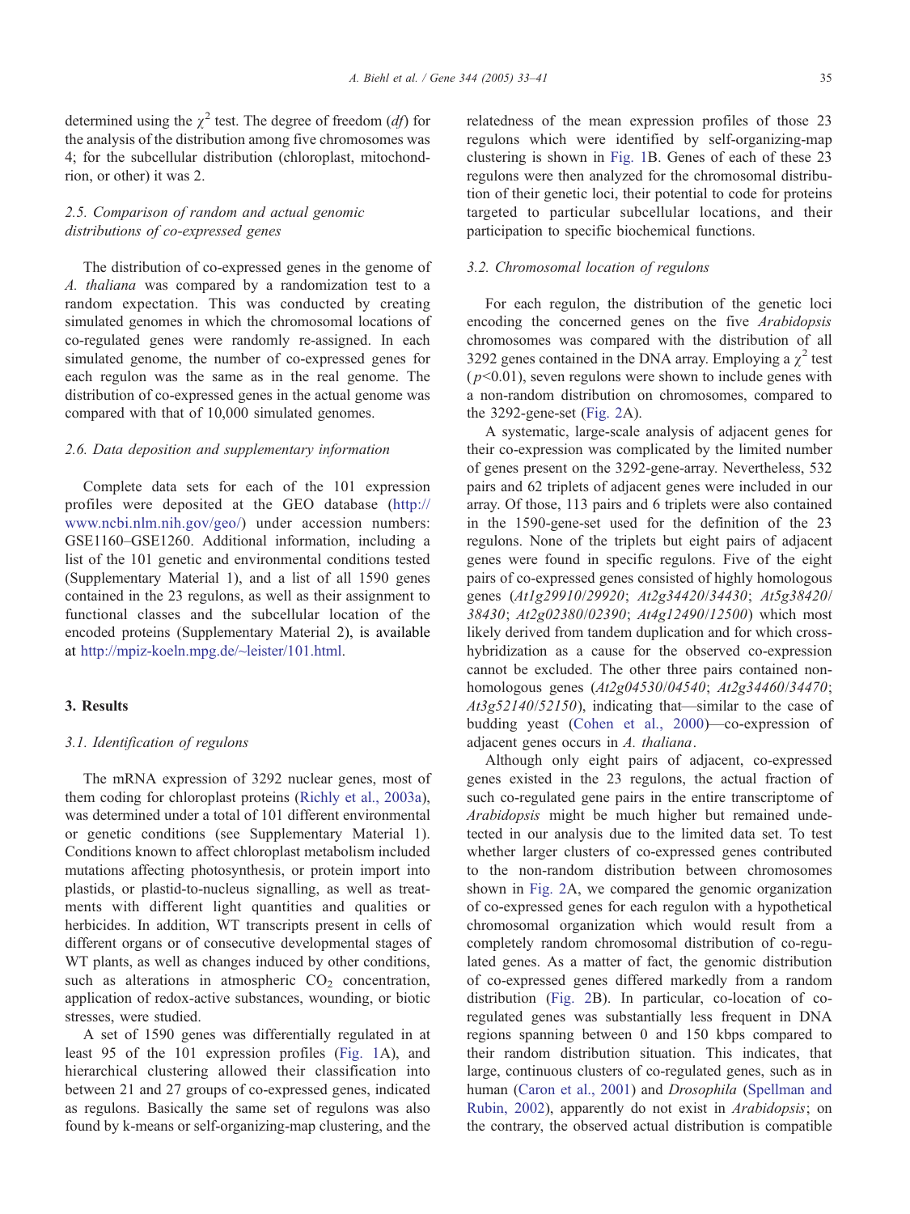determined using the $\chi^2$ test. The degree of freedom (*df*) for the analysis of the distribution among five chromosomes was 4; for the subcellular distribution (chloroplast, mitochondrion, or other) it was 2.

### 2.5. Comparison of random and actual genomic distributions of co-expressed genes

The distribution of co-expressed genes in the genome of *A. thaliana* was compared by a randomization test to a random expectation. This was conducted by creating simulated genomes in which the chromosomal locations of co-regulated genes were randomly re-assigned. In each simulated genome, the number of co-expressed genes for each regulon was the same as in the real genome. The distribution of co-expressed genes in the actual genome was compared with that of 10,000 simulated genomes.

### 2.6. Data deposition and supplementary information

Complete data sets for each of the 101 expression profiles were deposited at the GEO database (http://www.ncbi.nlm.nih.gov/geo/) under accession numbers: GSE1160–GSE1260. Additional information, including a list of the 101 genetic and environmental conditions tested (Supplementary Material 1), and a list of all 1590 genes contained in the 23 regulons, as well as their assignment to functional classes and the subcellular location of the encoded proteins (Supplementary Material 2), is available at http://mpiz-koeln.mpg.de/~leister/101.html.

## 3. Results

### 3.1. Identification of regulons

The mRNA expression of 3292 nuclear genes, most of them coding for chloroplast proteins (Richly et al., 2003a), was determined under a total of 101 different environmental or genetic conditions (see Supplementary Material 1). Conditions known to affect chloroplast metabolism included mutations affecting photosynthesis, or protein import into plastids, or plastid-to-nucleus signalling, as well as treatments with different light quantities and qualities or herbicides. In addition, WT transcripts present in cells of different organs or of consecutive developmental stages of WT plants, as well as changes induced by other conditions, such as alterations in atmospheric $CO_2$ concentration, application of redox-active substances, wounding, or biotic stresses, were studied.

A set of 1590 genes was differentially regulated in at least 95 of the 101 expression profiles (Fig. 1A), and hierarchical clustering allowed their classification into between 21 and 27 groups of co-expressed genes, indicated as regulons. Basically the same set of regulons was also found by k-means or self-organizing-map clustering, and the relatedness of the mean expression profiles of those 23 regulons which were identified by self-organizing-map clustering is shown in Fig. 1B. Genes of each of these 23 regulons were then analyzed for the chromosomal distribution of their genetic loci, their potential to code for proteins targeted to particular subcellular locations, and their participation to specific biochemical functions.

### 3.2. Chromosomal location of regulons

For each regulon, the distribution of the genetic loci encoding the concerned genes on the five *Arabidopsis* chromosomes was compared with the distribution of all 3292 genes contained in the DNA array. Employing a $\chi^2$ test ($p<0.01$), seven regulons were shown to include genes with a non-random distribution on chromosomes, compared to the 3292-gene-set (Fig. 2A).

A systematic, large-scale analysis of adjacent genes for their co-expression was complicated by the limited number of genes present on the 3292-gene-array. Nevertheless, 532 pairs and 62 triplets of adjacent genes were included in our array. Of those, 113 pairs and 6 triplets were also contained in the 1590-gene-set used for the definition of the 23 regulons. None of the triplets but eight pairs of adjacent genes were found in specific regulons. Five of the eight pairs of co-expressed genes consisted of highly homologous genes (*At1g29910*/*29920*; *At2g34420*/*34430*; *At5g38420*/*38430*; *At2g02380*/*02390*; *At4g12490*/*12500*) which most likely derived from tandem duplication and for which cross-hybridization as a cause for the observed co-expression cannot be excluded. The other three pairs contained non-homologous genes (*At2g04530*/*04540*; *At2g34460*/*34470*; *At3g52140*/*52150*), indicating that—similar to the case of budding yeast (Cohen et al., 2000)—co-expression of adjacent genes occurs in *A. thaliana*.

Although only eight pairs of adjacent, co-expressed genes existed in the 23 regulons, the actual fraction of such co-regulated gene pairs in the entire transcriptome of *Arabidopsis* might be much higher but remained undetected in our analysis due to the limited data set. To test whether larger clusters of co-expressed genes contributed to the non-random distribution between chromosomes shown in Fig. 2A, we compared the genomic organization of co-expressed genes for each regulon with a hypothetical chromosomal organization which would result from a completely random chromosomal distribution of co-regulated genes. As a matter of fact, the genomic distribution of co-expressed genes differed markedly from a random distribution (Fig. 2B). In particular, co-location of co-regulated genes was substantially less frequent in DNA regions spanning between 0 and 150 kbps compared to their random distribution situation. This indicates, that large, continuous clusters of co-regulated genes, such as in human (Caron et al., 2001) and *Drosophila* (Spellman and Rubin, 2002), apparently do not exist in *Arabidopsis*; on the contrary, the observed actual distribution is compatible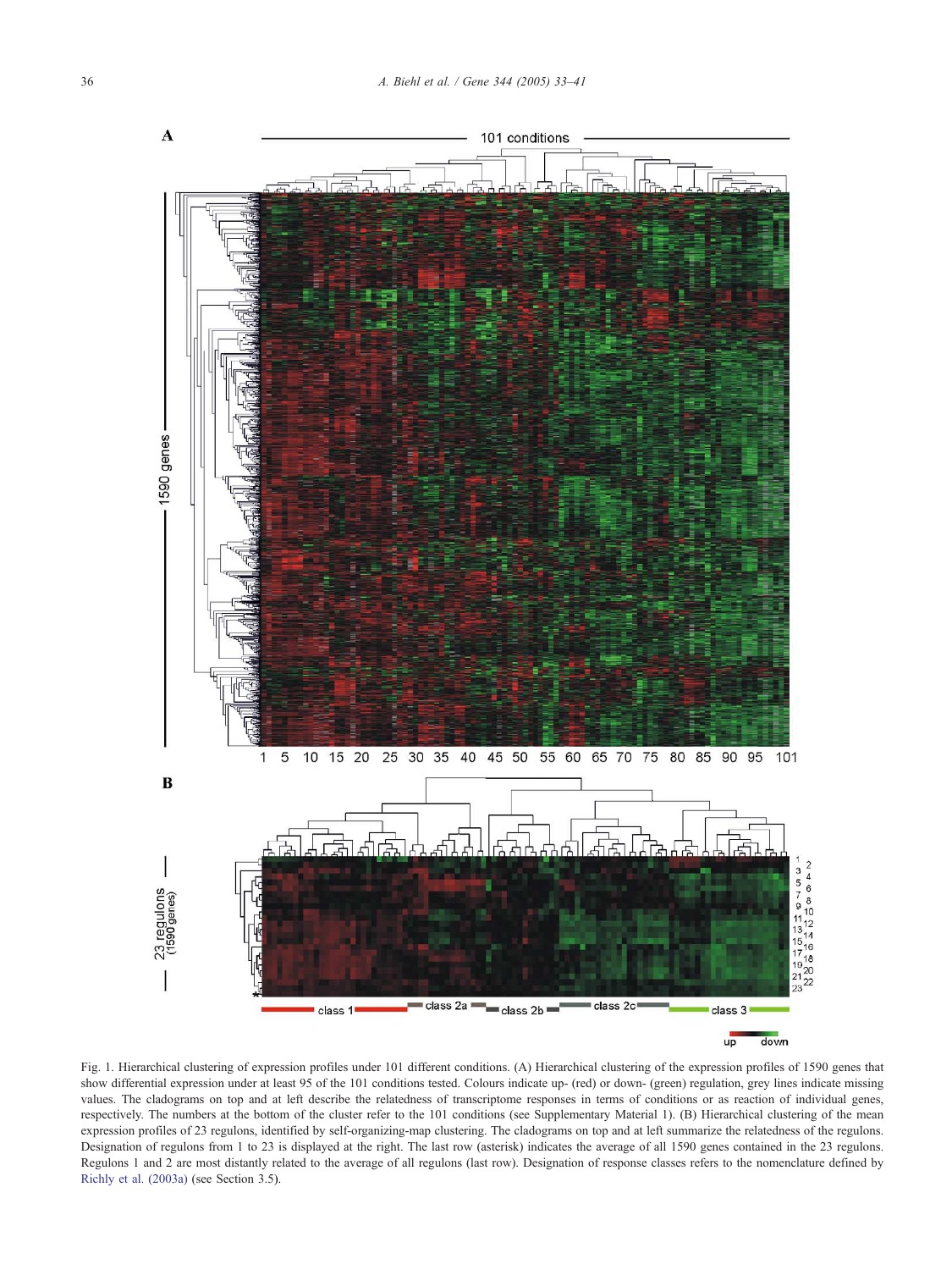Fig. 1. Hierarchical clustering of expression profiles under 101 different conditions. (A) Hierarchical clustering of the expression profiles of 1590 genes that show differential expression under at least 95 of the 101 conditions tested. Colours indicate up- (red) or down- (green) regulation, grey lines indicate missing values. The cladograms on top and at left describe the relatedness of transcriptome responses in terms of conditions or as reaction of individual genes, respectively. The numbers at the bottom of the cluster refer to the 101 conditions (see Supplementary Material 1). (B) Hierarchical clustering of the mean expression profiles of 23 regulons, identified by self-organizing-map clustering. The cladograms on top and at left summarize the relatedness of the regulons. Designation of regulons from 1 to 23 is displayed at the right. The last row (asterisk) indicates the average of all 1590 genes contained in the 23 regulons. Regulons 1 and 2 are most distantly related to the average of all regulons (last row). Designation of response classes refers to the nomenclature defined by Richly et al. (2003a) (see Section 3.5).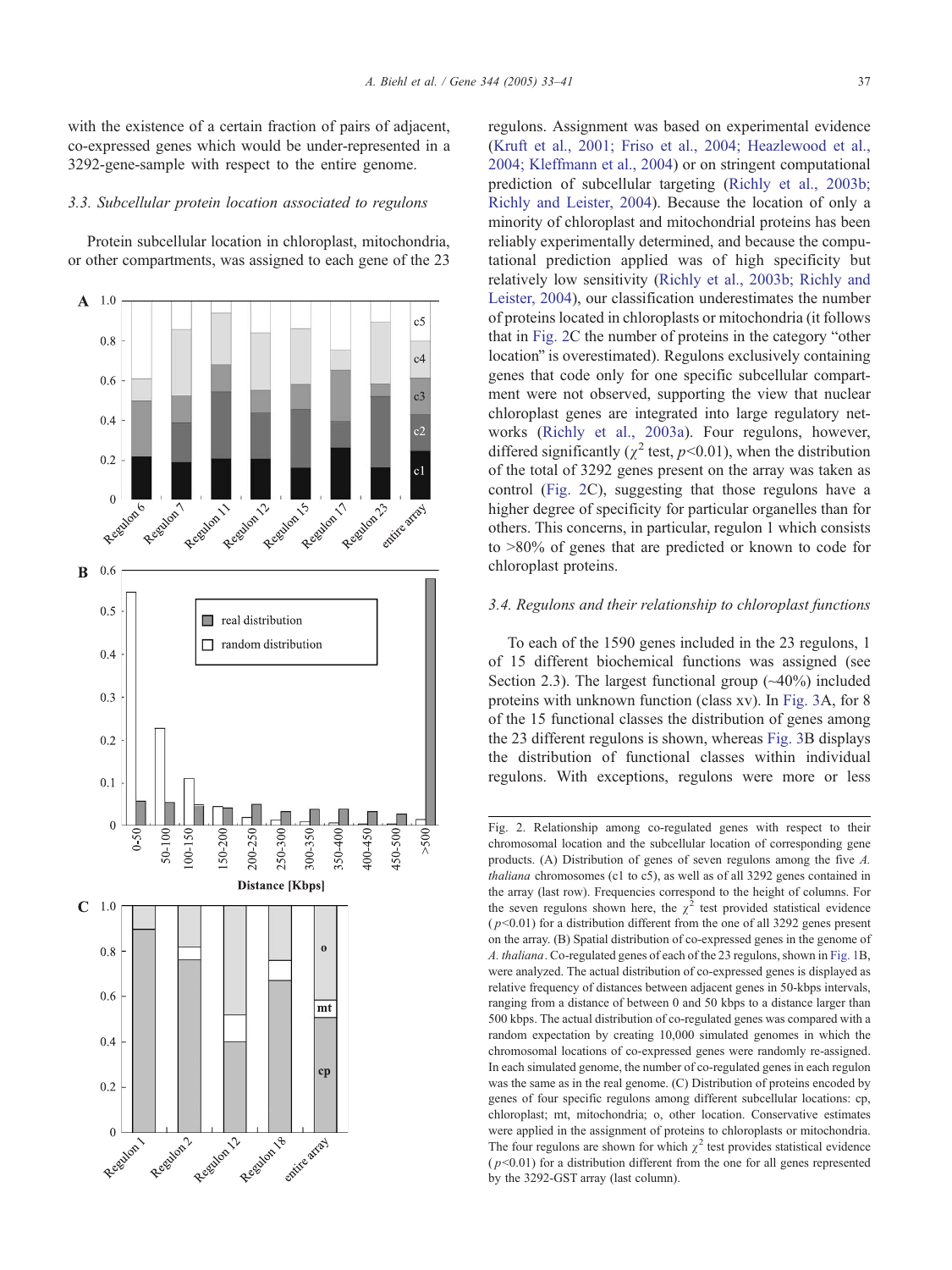with the existence of a certain fraction of pairs of adjacent, co-expressed genes which would be under-represented in a 3292-gene-sample with respect to the entire genome.

### 3.3. Subcellular protein location associated to regulons

Protein subcellular location in chloroplast, mitochondria, or other compartments, was assigned to each gene of the 23 regulons. Assignment was based on experimental evidence (Kruft et al., 2001; Friso et al., 2004; Heazlewood et al., 2004; Kleffmann et al., 2004) or on stringent computational prediction of subcellular targeting (Richly et al., 2003b; Richly and Leister, 2004). Because the location of only a minority of chloroplast and mitochondrial proteins has been reliably experimentally determined, and because the computational prediction applied was of high specificity but relatively low sensitivity (Richly et al., 2003b; Richly and Leister, 2004), our classification underestimates the number of proteins located in chloroplasts or mitochondria (it follows that in Fig. 2C the number of proteins in the category "other location" is overestimated). Regulons exclusively containing genes that code only for one specific subcellular compartment were not observed, supporting the view that nuclear chloroplast genes are integrated into large regulatory networks (Richly et al., 2003a). Four regulons, however, differed significantly ($\chi^2$ test, $p<0.01$), when the distribution of the total of 3292 genes present on the array was taken as control (Fig. 2C), suggesting that those regulons have a higher degree of specificity for particular organelles than for others. This concerns, in particular, regulon 1 which consists to >80% of genes that are predicted or known to code for chloroplast proteins.

### 3.4. Regulons and their relationship to chloroplast functions

To each of the 1590 genes included in the 23 regulons, 1 of 15 different biochemical functions was assigned (see Section 2.3). The largest functional group (~40%) included proteins with unknown function (class xv). In Fig. 3A, for 8 of the 15 functional classes the distribution of genes among the 23 different regulons is shown, whereas Fig. 3B displays the distribution of functional classes within individual regulons. With exceptions, regulons were more or less

Fig. 2. Relationship among co-regulated genes with respect to their chromosomal location and the subcellular location of corresponding gene products. (A) Distribution of genes of seven regulons among the five *A. thaliana* chromosomes (c1 to c5), as well as of all 3292 genes contained in the array (last row). Frequencies correspond to the height of columns. For the seven regulons shown here, the $\chi^2$ test provided statistical evidence ($p<0.01$) for a distribution different from the one of all 3292 genes present on the array. (B) Spatial distribution of co-expressed genes in the genome of *A. thaliana*. Co-regulated genes of each of the 23 regulons, shown in Fig. 1B, were analyzed. The actual distribution of co-expressed genes is displayed as relative frequency of distances between adjacent genes in 50-kbps intervals, ranging from a distance of between 0 and 50 kbps to a distance larger than 500 kbps. The actual distribution of co-regulated genes was compared with a random expectation by creating 10,000 simulated genomes in which the chromosomal locations of co-expressed genes were randomly re-assigned. In each simulated genome, the number of co-regulated genes in each regulon was the same as in the real genome. (C) Distribution of proteins encoded by genes of four specific regulons among different subcellular locations: cp, chloroplast; mt, mitochondria; o, other location. Conservative estimates were applied in the assignment of proteins to chloroplasts or mitochondria. The four regulons are shown for which $\chi^2$ test provides statistical evidence ($p<0.01$) for a distribution different from the one for all genes represented by the 3292-GST array (last column).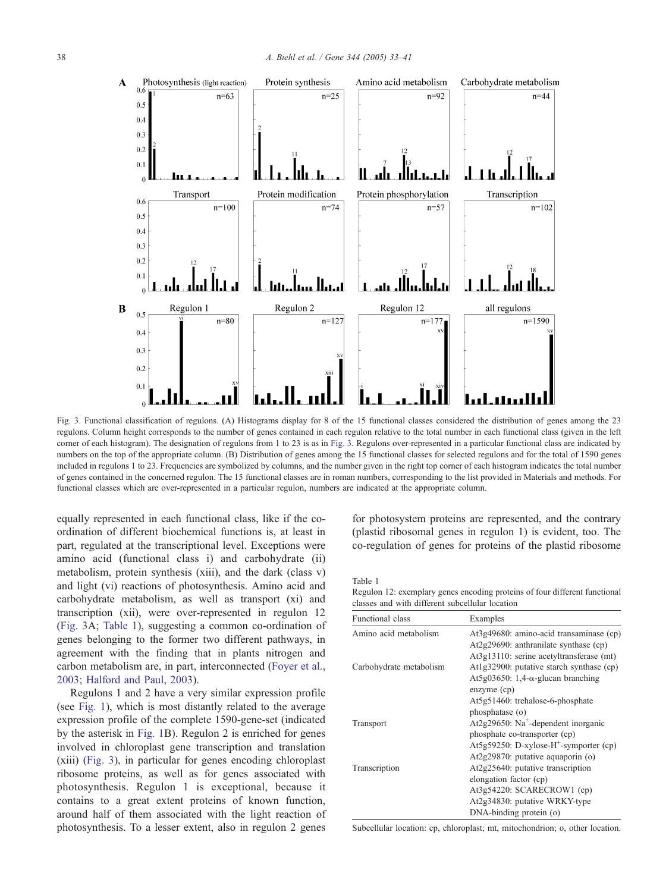Fig. 3. Functional classification of regulons. (A) Histograms display for 8 of the 15 functional classes considered the distribution of genes among the 23 regulons. Column height corresponds to the number of genes contained in each regulon relative to the total number in each functional class (given in the left corner of each histogram). The designation of regulons from 1 to 23 is as in Fig. 3. Regulons over-represented in a particular functional class are indicated by numbers on the top of the appropriate column. (B) Distribution of genes among the 15 functional classes for selected regulons and for the total of 1590 genes included in regulons 1 to 23. Frequencies are symbolized by columns, and the number given in the right top corner of each histogram indicates the total number of genes contained in the concerned regulon. The 15 functional classes are in roman numbers, corresponding to the list provided in Materials and methods. For functional classes which are over-represented in a particular regulon, numbers are indicated at the appropriate column.

equally represented in each functional class, like if the co-ordination of different biochemical functions is, at least in part, regulated at the transcriptional level. Exceptions were amino acid (functional class i) and carbohydrate (ii) metabolism, protein synthesis (xiii), and the dark (class v) and light (vi) reactions of photosynthesis. Amino acid and carbohydrate metabolism, as well as transport (xi) and transcription (xii), were over-represented in regulon 12 (Fig. 3A; Table 1), suggesting a common co-ordination of genes belonging to the former two different pathways, in agreement with the finding that in plants nitrogen and carbon metabolism are, in part, interconnected (Foyer et al., 2003; Halford and Paul, 2003).

Regulons 1 and 2 have a very similar expression profile (see Fig. 1), which is most distantly related to the average expression profile of the complete 1590-gene-set (indicated by the asterisk in Fig. 1B). Regulon 2 is enriched for genes involved in chloroplast gene transcription and translation (xiii) (Fig. 3), in particular for genes encoding chloroplast ribosome proteins, as well as for genes associated with photosynthesis. Regulon 1 is exceptional, because it contains to a great extent proteins of known function, around half of them associated with the light reaction of photosynthesis. To a lesser extent, also in regulon 2 genes for photosystem proteins are represented, and the contrary (plastid ribosomal genes in regulon 1) is evident, too. The co-regulation of genes for proteins of the plastid ribosome

Table 1
Regulon 12: exemplary genes encoding proteins of four different functional classes and with different subcellular location

| Functional class | Examples |
|---|---|
| Amino acid metabolism | At3g49680: amino-acid transaminase (cp)<br>At2g29690: anthranilate synthase (cp)<br>At3g13110: serine acetyltransferase (mt) |
| Carbohydrate metabolism | At1g32900: putative starch synthase (cp)<br>At5g03650: 1,4-α-glucan branching enzyme (cp)<br>At5g51460: trehalose-6-phosphate phosphatase (o) |
| Transport | At2g29650: $Na^+$-dependent inorganic phosphate co-transporter (cp)<br>At5g59250: D-xylose-$H^+$-symporter (cp)<br>At2g29870: putative aquaporin (o) |
| Transcription | At2g25640: putative transcription elongation factor (cp)<br>At3g54220: SCARECROW1 (cp)<br>At2g34830: putative WRKY-type DNA-binding protein (o) |

Subcellular location: cp, chloroplast; mt, mitochondrion; o, other location.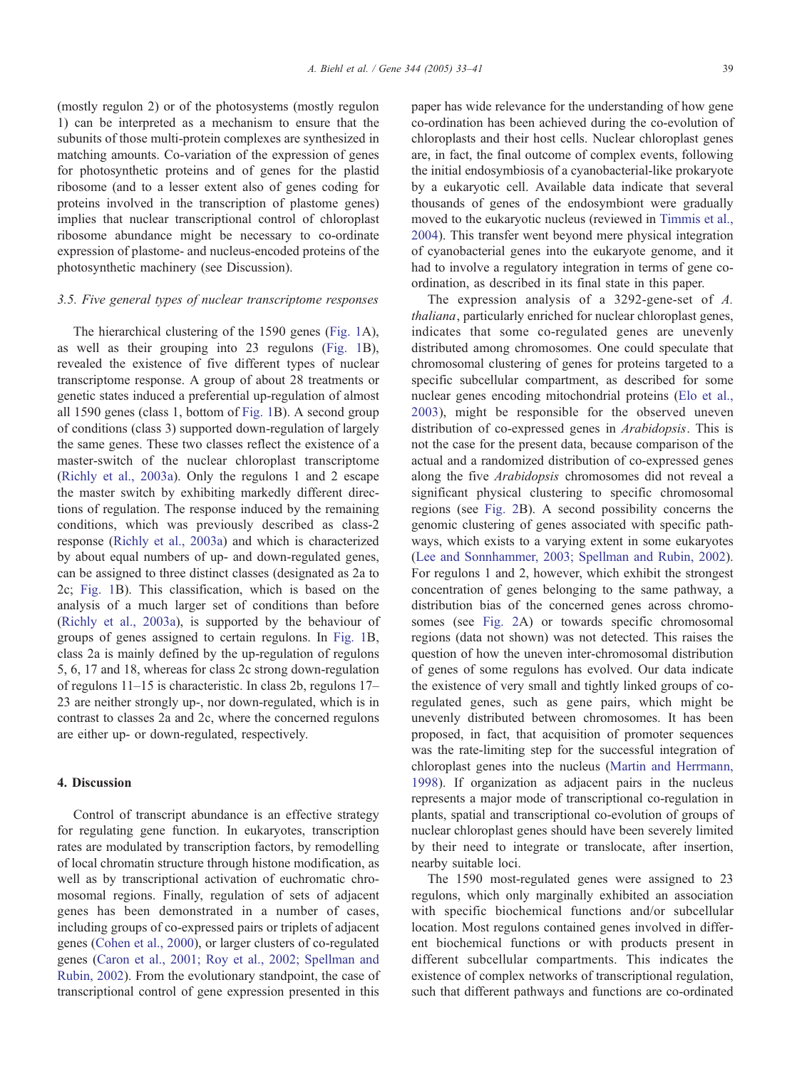(mostly regulon 2) or of the photosystems (mostly regulon 1) can be interpreted as a mechanism to ensure that the subunits of those multi-protein complexes are synthesized in matching amounts. Co-variation of the expression of genes for photosynthetic proteins and of genes for the plastid ribosome (and to a lesser extent also of genes coding for proteins involved in the transcription of plastome genes) implies that nuclear transcriptional control of chloroplast ribosome abundance might be necessary to co-ordinate expression of plastome- and nucleus-encoded proteins of the photosynthetic machinery (see Discussion).

### 3.5. Five general types of nuclear transcriptome responses

The hierarchical clustering of the 1590 genes (Fig. 1A), as well as their grouping into 23 regulons (Fig. 1B), revealed the existence of five different types of nuclear transcriptome response. A group of about 28 treatments or genetic states induced a preferential up-regulation of almost all 1590 genes (class 1, bottom of Fig. 1B). A second group of conditions (class 3) supported down-regulation of largely the same genes. These two classes reflect the existence of a master-switch of the nuclear chloroplast transcriptome (Richly et al., 2003a). Only the regulons 1 and 2 escape the master switch by exhibiting markedly different directions of regulation. The response induced by the remaining conditions, which was previously described as class-2 response (Richly et al., 2003a) and which is characterized by about equal numbers of up- and down-regulated genes, can be assigned to three distinct classes (designated as 2a to 2c; Fig. 1B). This classification, which is based on the analysis of a much larger set of conditions than before (Richly et al., 2003a), is supported by the behaviour of groups of genes assigned to certain regulons. In Fig. 1B, class 2a is mainly defined by the up-regulation of regulons 5, 6, 17 and 18, whereas for class 2c strong down-regulation of regulons 11–15 is characteristic. In class 2b, regulons 17–23 are neither strongly up-, nor down-regulated, which is in contrast to classes 2a and 2c, where the concerned regulons are either up- or down-regulated, respectively.

## 4. Discussion

Control of transcript abundance is an effective strategy for regulating gene function. In eukaryotes, transcription rates are modulated by transcription factors, by remodelling of local chromatin structure through histone modification, as well as by transcriptional activation of euchromatic chromosomal regions. Finally, regulation of sets of adjacent genes has been demonstrated in a number of cases, including groups of co-expressed pairs or triplets of adjacent genes (Cohen et al., 2000), or larger clusters of co-regulated genes (Caron et al., 2001; Roy et al., 2002; Spellman and Rubin, 2002). From the evolutionary standpoint, the case of transcriptional control of gene expression presented in this paper has wide relevance for the understanding of how gene co-ordination has been achieved during the co-evolution of chloroplasts and their host cells. Nuclear chloroplast genes are, in fact, the final outcome of complex events, following the initial endosymbiosis of a cyanobacterial-like prokaryote by a eukaryotic cell. Available data indicate that several thousands of genes of the endosymbiont were gradually moved to the eukaryotic nucleus (reviewed in Timmis et al., 2004). This transfer went beyond mere physical integration of cyanobacterial genes into the eukaryote genome, and it had to involve a regulatory integration in terms of gene co-ordination, as described in its final state in this paper.

The expression analysis of a 3292-gene-set of *A. thaliana*, particularly enriched for nuclear chloroplast genes, indicates that some co-regulated genes are unevenly distributed among chromosomes. One could speculate that chromosomal clustering of genes for proteins targeted to a specific subcellular compartment, as described for some nuclear genes encoding mitochondrial proteins (Elo et al., 2003), might be responsible for the observed uneven distribution of co-expressed genes in *Arabidopsis*. This is not the case for the present data, because comparison of the actual and a randomized distribution of co-expressed genes along the five *Arabidopsis* chromosomes did not reveal a significant physical clustering to specific chromosomal regions (see Fig. 2B). A second possibility concerns the genomic clustering of genes associated with specific pathways, which exists to a varying extent in some eukaryotes (Lee and Sonnhammer, 2003; Spellman and Rubin, 2002). For regulons 1 and 2, however, which exhibit the strongest concentration of genes belonging to the same pathway, a distribution bias of the concerned genes across chromosomes (see Fig. 2A) or towards specific chromosomal regions (data not shown) was not detected. This raises the question of how the uneven inter-chromosomal distribution of genes of some regulons has evolved. Our data indicate the existence of very small and tightly linked groups of co-regulated genes, such as gene pairs, which might be unevenly distributed between chromosomes. It has been proposed, in fact, that acquisition of promoter sequences was the rate-limiting step for the successful integration of chloroplast genes into the nucleus (Martin and Herrmann, 1998). If organization as adjacent pairs in the nucleus represents a major mode of transcriptional co-regulation in plants, spatial and transcriptional co-evolution of groups of nuclear chloroplast genes should have been severely limited by their need to integrate or translocate, after insertion, nearby suitable loci.

The 1590 most-regulated genes were assigned to 23 regulons, which only marginally exhibited an association with specific biochemical functions and/or subcellular location. Most regulons contained genes involved in different biochemical functions or with products present in different subcellular compartments. This indicates the existence of complex networks of transcriptional regulation, such that different pathways and functions are co-ordinated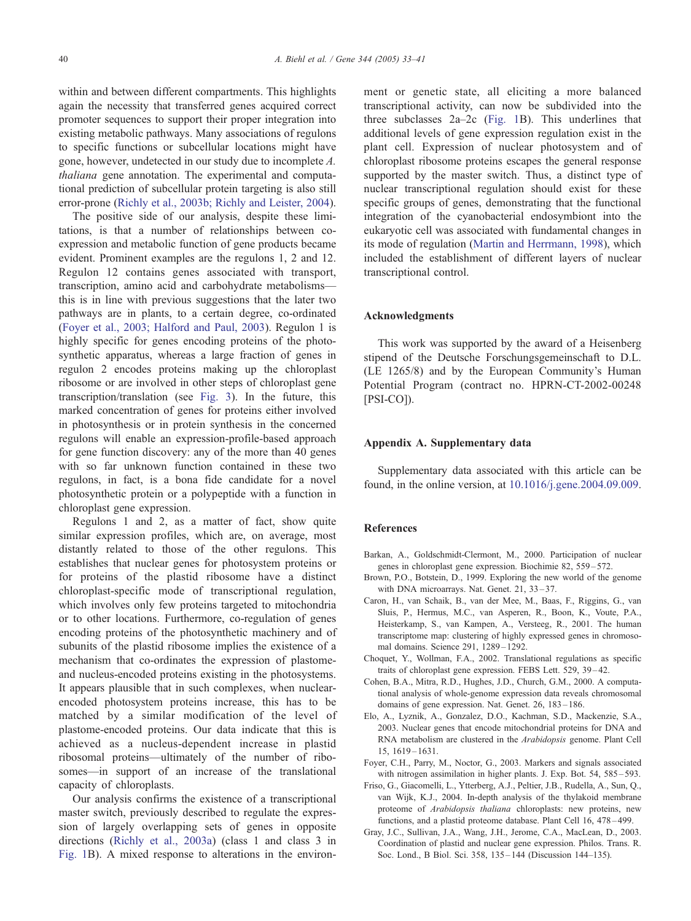within and between different compartments. This highlights again the necessity that transferred genes acquired correct promoter sequences to support their proper integration into existing metabolic pathways. Many associations of regulons to specific functions or subcellular locations might have gone, however, undetected in our study due to incomplete *A. thaliana* gene annotation. The experimental and computational prediction of subcellular protein targeting is also still error-prone (Richly et al., 2003b; Richly and Leister, 2004).

The positive side of our analysis, despite these limitations, is that a number of relationships between co-expression and metabolic function of gene products became evident. Prominent examples are the regulons 1, 2 and 12. Regulon 12 contains genes associated with transport, transcription, amino acid and carbohydrate metabolisms—this is in line with previous suggestions that the later two pathways are in plants, to a certain degree, co-ordinated (Foyer et al., 2003; Halford and Paul, 2003). Regulon 1 is highly specific for genes encoding proteins of the photosynthetic apparatus, whereas a large fraction of genes in regulon 2 encodes proteins making up the chloroplast ribosome or are involved in other steps of chloroplast gene transcription/translation (see Fig. 3). In the future, this marked concentration of genes for proteins either involved in photosynthesis or in protein synthesis in the concerned regulons will enable an expression-profile-based approach for gene function discovery: any of the more than 40 genes with so far unknown function contained in these two regulons, in fact, is a bona fide candidate for a novel photosynthetic protein or a polypeptide with a function in chloroplast gene expression.

Regulons 1 and 2, as a matter of fact, show quite similar expression profiles, which are, on average, most distantly related to those of the other regulons. This establishes that nuclear genes for photosystem proteins or for proteins of the plastid ribosome have a distinct chloroplast-specific mode of transcriptional regulation, which involves only few proteins targeted to mitochondria or to other locations. Furthermore, co-regulation of genes encoding proteins of the photosynthetic machinery and of subunits of the plastid ribosome implies the existence of a mechanism that co-ordinates the expression of plastome- and nucleus-encoded proteins existing in the photosystems. It appears plausible that in such complexes, when nuclear-encoded photosystem proteins increase, this has to be matched by a similar modification of the level of plastome-encoded proteins. Our data indicate that this is achieved as a nucleus-dependent increase in plastid ribosomal proteins—ultimately of the number of ribosomes—in support of an increase of the translational capacity of chloroplasts.

Our analysis confirms the existence of a transcriptional master switch, previously described to regulate the expression of largely overlapping sets of genes in opposite directions (Richly et al., 2003a) (class 1 and class 3 in Fig. 1B). A mixed response to alterations in the environment or genetic state, all eliciting a more balanced transcriptional activity, can now be subdivided into the three subclasses 2a–2c (Fig. 1B). This underlines that additional levels of gene expression regulation exist in the plant cell. Expression of nuclear photosystem and of chloroplast ribosome proteins escapes the general response supported by the master switch. Thus, a distinct type of nuclear transcriptional regulation should exist for these specific groups of genes, demonstrating that the functional integration of the cyanobacterial endosymbiont into the eukaryotic cell was associated with fundamental changes in its mode of regulation (Martin and Herrmann, 1998), which included the establishment of different layers of nuclear transcriptional control.

## Acknowledgments

This work was supported by the award of a Heisenberg stipend of the Deutsche Forschungsgemeinschaft to D.L. (LE 1265/8) and by the European Community's Human Potential Program (contract no. HPRN-CT-2002-00248 [PSI-CO]).

## Appendix A. Supplementary data

Supplementary data associated with this article can be found, in the online version, at 10.1016/j.gene.2004.09.009.

## References

Barkan, A., Goldschmidt-Clermont, M., 2000. Participation of nuclear genes in chloroplast gene expression. Biochimie 82, 559–572.

Brown, P.O., Botstein, D., 1999. Exploring the new world of the genome with DNA microarrays. Nat. Genet. 21, 33–37.

Caron, H., van Schaik, B., van der Mee, M., Baas, F., Riggins, G., van Sluis, P., Hermus, M.C., van Asperen, R., Boon, K., Voute, P.A., Heisterkamp, S., van Kampen, A., Versteeg, R., 2001. The human transcriptome map: clustering of highly expressed genes in chromosomal domains. Science 291, 1289–1292.

Choquet, Y., Wollman, F.A., 2002. Translational regulations as specific traits of chloroplast gene expression. FEBS Lett. 529, 39–42.

Cohen, B.A., Mitra, R.D., Hughes, J.D., Church, G.M., 2000. A computational analysis of whole-genome expression data reveals chromosomal domains of gene expression. Nat. Genet. 26, 183–186.

Elo, A., Lyznik, A., Gonzalez, D.O., Kachman, S.D., Mackenzie, S.A., 2003. Nuclear genes that encode mitochondrial proteins for DNA and RNA metabolism are clustered in the *Arabidopsis* genome. Plant Cell 15, 1619–1631.

Foyer, C.H., Parry, M., Noctor, G., 2003. Markers and signals associated with nitrogen assimilation in higher plants. J. Exp. Bot. 54, 585–593.

Friso, G., Giacomelli, L., Ytterberg, A.J., Peltier, J.B., Rudella, A., Sun, Q., van Wijk, K.J., 2004. In-depth analysis of the thylakoid membrane proteome of *Arabidopsis thaliana* chloroplasts: new proteins, new functions, and a plastid proteome database. Plant Cell 16, 478–499.

Gray, J.C., Sullivan, J.A., Wang, J.H., Jerome, C.A., MacLean, D., 2003. Coordination of plastid and nuclear gene expression. Philos. Trans. R. Soc. Lond., B Biol. Sci. 358, 135–144 (Discussion 144–135).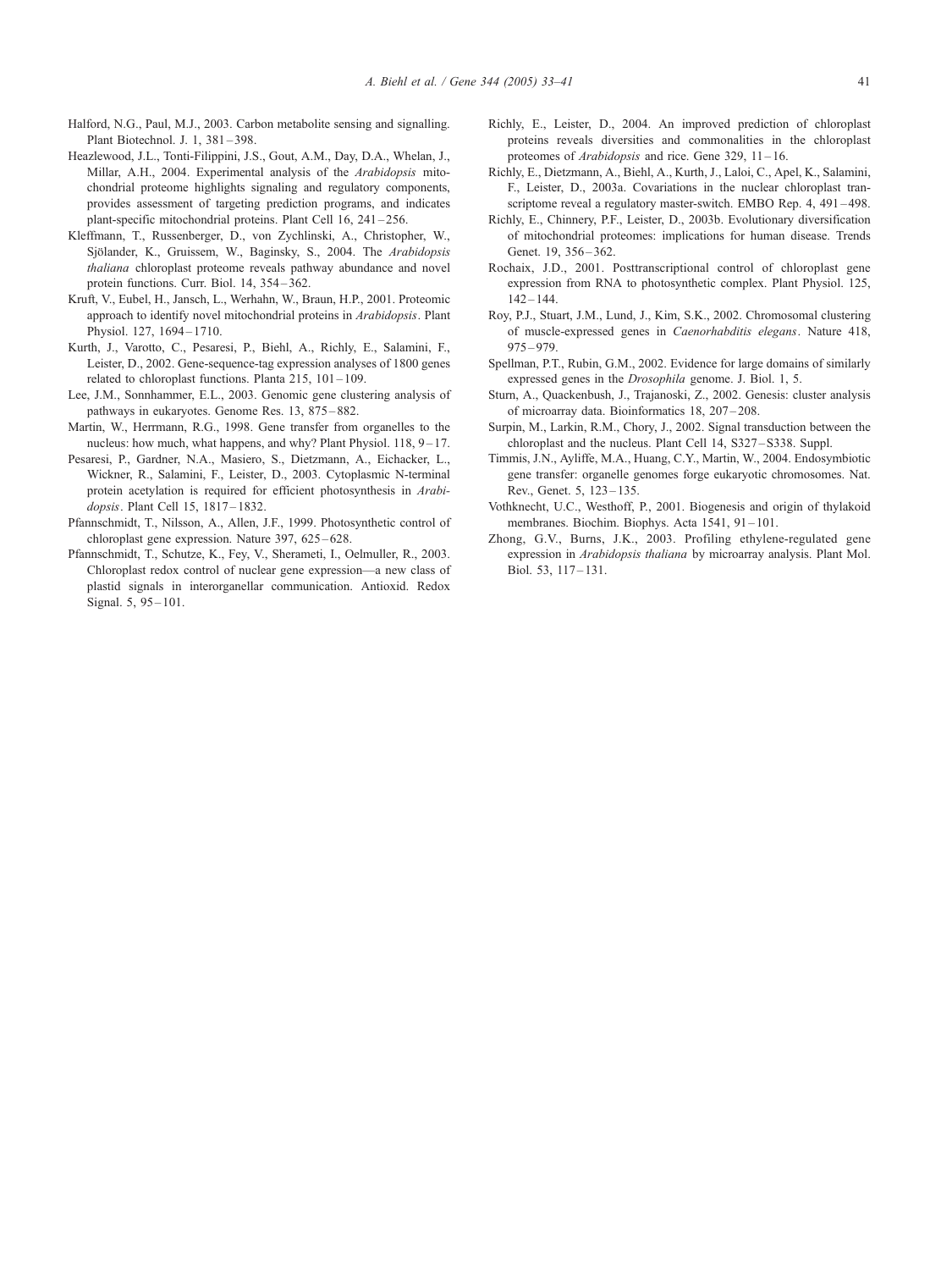Halford, N.G., Paul, M.J., 2003. Carbon metabolite sensing and signalling. Plant Biotechnol. J. 1, 381–398.

Heazlewood, J.L., Tonti-Filippini, J.S., Gout, A.M., Day, D.A., Whelan, J., Millar, A.H., 2004. Experimental analysis of the *Arabidopsis* mitochondrial proteome highlights signaling and regulatory components, provides assessment of targeting prediction programs, and indicates plant-specific mitochondrial proteins. Plant Cell 16, 241–256.

Kleffmann, T., Russenberger, D., von Zychlinski, A., Christopher, W., Sjölander, K., Gruissem, W., Baginsky, S., 2004. The *Arabidopsis thaliana* chloroplast proteome reveals pathway abundance and novel protein functions. Curr. Biol. 14, 354–362.

Kruft, V., Eubel, H., Jansch, L., Werhahn, W., Braun, H.P., 2001. Proteomic approach to identify novel mitochondrial proteins in *Arabidopsis*. Plant Physiol. 127, 1694–1710.

Kurth, J., Varotto, C., Pesaresi, P., Biehl, A., Richly, E., Salamini, F., Leister, D., 2002. Gene-sequence-tag expression analyses of 1800 genes related to chloroplast functions. Planta 215, 101–109.

Lee, J.M., Sonnhammer, E.L., 2003. Genomic gene clustering analysis of pathways in eukaryotes. Genome Res. 13, 875–882.

Martin, W., Herrmann, R.G., 1998. Gene transfer from organelles to the nucleus: how much, what happens, and why? Plant Physiol. 118, 9–17.

Pesaresi, P., Gardner, N.A., Masiero, S., Dietzmann, A., Eichacker, L., Wickner, R., Salamini, F., Leister, D., 2003. Cytoplasmic N-terminal protein acetylation is required for efficient photosynthesis in *Arabidopsis*. Plant Cell 15, 1817–1832.

Pfannschmidt, T., Nilsson, A., Allen, J.F., 1999. Photosynthetic control of chloroplast gene expression. Nature 397, 625–628.

Pfannschmidt, T., Schutze, K., Fey, V., Sherameti, I., Oelmuller, R., 2003. Chloroplast redox control of nuclear gene expression—a new class of plastid signals in interorganellar communication. Antioxid. Redox Signal. 5, 95–101.

Richly, E., Leister, D., 2004. An improved prediction of chloroplast proteins reveals diversities and commonalities in the chloroplast proteomes of *Arabidopsis* and rice. Gene 329, 11–16.

Richly, E., Dietzmann, A., Biehl, A., Kurth, J., Laloi, C., Apel, K., Salamini, F., Leister, D., 2003a. Covariations in the nuclear chloroplast transcriptome reveal a regulatory master-switch. EMBO Rep. 4, 491–498.

Richly, E., Chinnery, P.F., Leister, D., 2003b. Evolutionary diversification of mitochondrial proteomes: implications for human disease. Trends Genet. 19, 356–362.

Rochaix, J.D., 2001. Posttranscriptional control of chloroplast gene expression from RNA to photosynthetic complex. Plant Physiol. 125, 142–144.

Roy, P.J., Stuart, J.M., Lund, J., Kim, S.K., 2002. Chromosomal clustering of muscle-expressed genes in *Caenorhabditis elegans*. Nature 418, 975–979.

Spellman, P.T., Rubin, G.M., 2002. Evidence for large domains of similarly expressed genes in the *Drosophila* genome. J. Biol. 1, 5.

Sturn, A., Quackenbush, J., Trajanoski, Z., 2002. Genesis: cluster analysis of microarray data. Bioinformatics 18, 207–208.

Surpin, M., Larkin, R.M., Chory, J., 2002. Signal transduction between the chloroplast and the nucleus. Plant Cell 14, S327–S338. Suppl.

Timmis, J.N., Ayliffe, M.A., Huang, C.Y., Martin, W., 2004. Endosymbiotic gene transfer: organelle genomes forge eukaryotic chromosomes. Nat. Rev., Genet. 5, 123–135.

Vothknecht, U.C., Westhoff, P., 2001. Biogenesis and origin of thylakoid membranes. Biochim. Biophys. Acta 1541, 91–101.

Zhong, G.V., Burns, J.K., 2003. Profiling ethylene-regulated gene expression in *Arabidopsis thaliana* by microarray analysis. Plant Mol. Biol. 53, 117–131.